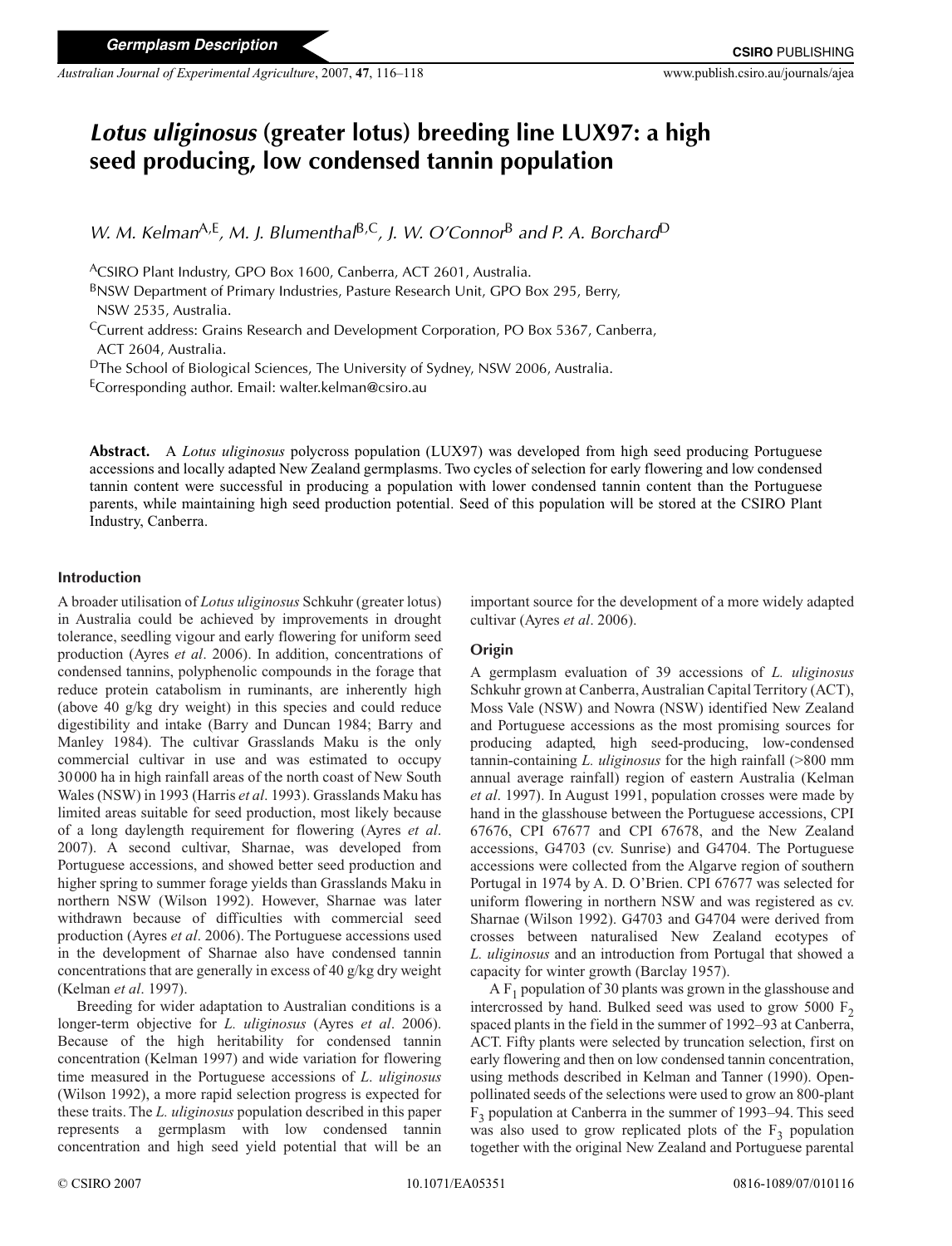Germplasm Description

# *Lotus uliginosus* (greater lotus) breeding line LUX97: a high seed producing, low condensed tannin population

W. M. Kelman[A,E], M. J. Blumenthal[B,C], J. W. O'Connor[B] and P. A. Borchard[D]

[A]CSIRO Plant Industry, GPO Box 1600, Canberra, ACT 2601, Australia.
[B]NSW Department of Primary Industries, Pasture Research Unit, GPO Box 295, Berry, NSW 2535, Australia.
[C]Current address: Grains Research and Development Corporation, PO Box 5367, Canberra, ACT 2604, Australia.
[D]The School of Biological Sciences, The University of Sydney, NSW 2006, Australia.
[E]Corresponding author. Email: walter.kelman@csiro.au

**Abstract.** A *Lotus uliginosus* polycross population (LUX97) was developed from high seed producing Portuguese accessions and locally adapted New Zealand germplasms. Two cycles of selection for early flowering and low condensed tannin content were successful in producing a population with lower condensed tannin content than the Portuguese parents, while maintaining high seed production potential. Seed of this population will be stored at the CSIRO Plant Industry, Canberra.

## Introduction

A broader utilisation of *Lotus uliginosus* Schkuhr (greater lotus) in Australia could be achieved by improvements in drought tolerance, seedling vigour and early flowering for uniform seed production (Ayres *et al*. 2006). In addition, concentrations of condensed tannins, polyphenolic compounds in the forage that reduce protein catabolism in ruminants, are inherently high (above 40 g/kg dry weight) in this species and could reduce digestibility and intake (Barry and Duncan 1984; Barry and Manley 1984). The cultivar Grasslands Maku is the only commercial cultivar in use and was estimated to occupy 30 000 ha in high rainfall areas of the north coast of New South Wales (NSW) in 1993 (Harris *et al*. 1993). Grasslands Maku has limited areas suitable for seed production, most likely because of a long daylength requirement for flowering (Ayres *et al*. 2007). A second cultivar, Sharnae, was developed from Portuguese accessions, and showed better seed production and higher spring to summer forage yields than Grasslands Maku in northern NSW (Wilson 1992). However, Sharnae was later withdrawn because of difficulties with commercial seed production (Ayres *et al*. 2006). The Portuguese accessions used in the development of Sharnae also have condensed tannin concentrations that are generally in excess of 40 g/kg dry weight (Kelman *et al*. 1997).

Breeding for wider adaptation to Australian conditions is a longer-term objective for *L. uliginosus* (Ayres *et al*. 2006). Because of the high heritability for condensed tannin concentration (Kelman 1997) and wide variation for flowering time measured in the Portuguese accessions of *L. uliginosus* (Wilson 1992), a more rapid selection progress is expected for these traits. The *L. uliginosus* population described in this paper represents a germplasm with low condensed tannin concentration and high seed yield potential that will be an important source for the development of a more widely adapted cultivar (Ayres *et al*. 2006).

## Origin

A germplasm evaluation of 39 accessions of *L. uliginosus* Schkuhr grown at Canberra, Australian Capital Territory (ACT), Moss Vale (NSW) and Nowra (NSW) identified New Zealand and Portuguese accessions as the most promising sources for producing adapted, high seed-producing, low-condensed tannin-containing *L. uliginosus* for the high rainfall (>800 mm annual average rainfall) region of eastern Australia (Kelman *et al*. 1997). In August 1991, population crosses were made by hand in the glasshouse between the Portuguese accessions, CPI 67676, CPI 67677 and CPI 67678, and the New Zealand accessions, G4703 (cv. Sunrise) and G4704. The Portuguese accessions were collected from the Algarve region of southern Portugal in 1974 by A. D. O'Brien. CPI 67677 was selected for uniform flowering in northern NSW and was registered as cv. Sharnae (Wilson 1992). G4703 and G4704 were derived from crosses between naturalised New Zealand ecotypes of *L. uliginosus* and an introduction from Portugal that showed a capacity for winter growth (Barclay 1957).

A $F_1$ population of 30 plants was grown in the glasshouse and intercrossed by hand. Bulked seed was used to grow 5000 $F_2$ spaced plants in the field in the summer of 1992–93 at Canberra, ACT. Fifty plants were selected by truncation selection, first on early flowering and then on low condensed tannin concentration, using methods described in Kelman and Tanner (1990). Open-pollinated seeds of the selections were used to grow an 800-plant $F_3$ population at Canberra in the summer of 1993–94. This seed was also used to grow replicated plots of the $F_3$ population together with the original New Zealand and Portuguese parental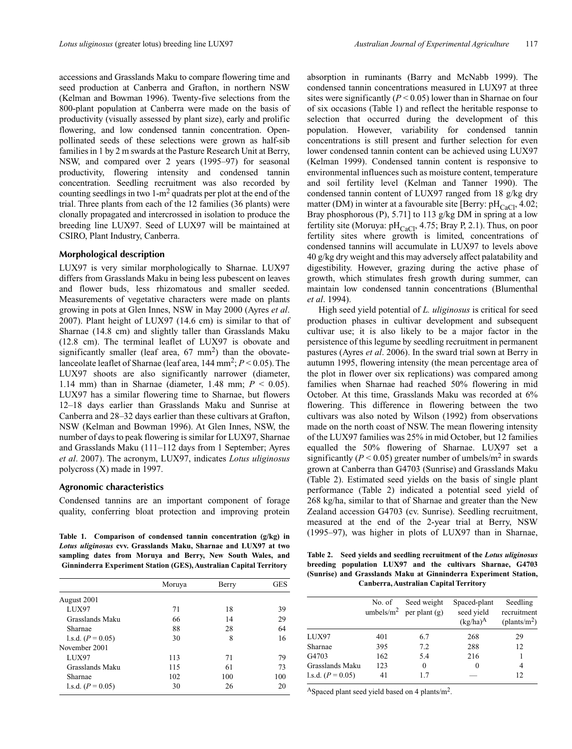accessions and Grasslands Maku to compare flowering time and seed production at Canberra and Grafton, in northern NSW (Kelman and Bowman 1996). Twenty-five selections from the 800-plant population at Canberra were made on the basis of productivity (visually assessed by plant size), early and prolific flowering, and low condensed tannin concentration. Open-pollinated seeds of these selections were grown as half-sib families in 1 by 2 m swards at the Pasture Research Unit at Berry, NSW, and compared over 2 years (1995–97) for seasonal productivity, flowering intensity and condensed tannin concentration. Seedling recruitment was also recorded by counting seedlings in two 1-$m^2$ quadrats per plot at the end of the trial. Three plants from each of the 12 families (36 plants) were clonally propagated and intercrossed in isolation to produce the breeding line LUX97. Seed of LUX97 will be maintained at CSIRO, Plant Industry, Canberra.

## Morphological description

LUX97 is very similar morphologically to Sharnae. LUX97 differs from Grasslands Maku in being less pubescent on leaves and flower buds, less rhizomatous and smaller seeded. Measurements of vegetative characters were made on plants growing in pots at Glen Innes, NSW in May 2000 (Ayres *et al*. 2007). Plant height of LUX97 (14.6 cm) is similar to that of Sharnae (14.8 cm) and slightly taller than Grasslands Maku (12.8 cm). The terminal leaflet of LUX97 is obovate and significantly smaller (leaf area, 67 $mm^2$) than the obovate-lanceolate leaflet of Sharnae (leaf area, 144 $mm^2$; $P < 0.05$). The LUX97 shoots are also significantly narrower (diameter, 1.14 mm) than in Sharnae (diameter, 1.48 mm; $P < 0.05$). LUX97 has a similar flowering time to Sharnae, but flowers 12–18 days earlier than Grasslands Maku and Sunrise at Canberra and 28–32 days earlier than these cultivars at Grafton, NSW (Kelman and Bowman 1996). At Glen Innes, NSW, the number of days to peak flowering is similar for LUX97, Sharnae and Grasslands Maku (111–112 days from 1 September; Ayres *et al*. 2007). The acronym, LUX97, indicates *Lotus uliginosus* polycross (X) made in 1997.

## Agronomic characteristics

Condensed tannins are an important component of forage quality, conferring bloat protection and improving protein absorption in ruminants (Barry and McNabb 1999). The condensed tannin concentrations measured in LUX97 at three sites were significantly ($P < 0.05$) lower than in Sharnae on four of six occasions (Table 1) and reflect the heritable response to selection that occurred during the development of this population. However, variability for condensed tannin concentrations is still present and further selection for even lower condensed tannin content can be achieved using LUX97 (Kelman 1999). Condensed tannin content is responsive to environmental influences such as moisture content, temperature and soil fertility level (Kelman and Tanner 1990). The condensed tannin content of LUX97 ranged from 18 g/kg dry matter (DM) in winter at a favourable site [Berry: $pH_{CaCl}$, 4.02; Bray phosphorous (P), 5.71] to 113 g/kg DM in spring at a low fertility site (Moruya: $pH_{CaCl}$, 4.75; Bray P, 2.1). Thus, on poor fertility sites where growth is limited, concentrations of condensed tannins will accumulate in LUX97 to levels above 40 g/kg dry weight and this may adversely affect palatability and digestibility. However, grazing during the active phase of growth, which stimulates fresh growth during summer, can maintain low condensed tannin concentrations (Blumenthal *et al*. 1994).

**Table 1. Comparison of condensed tannin concentration (g/kg) in *Lotus uliginosus* cvv. Grasslands Maku, Sharnae and LUX97 at two sampling dates from Moruya and Berry, New South Wales, and Ginninderra Experiment Station (GES), Australian Capital Territory**

| | Moruya | Berry | GES |
|---|---|---|---|
| August 2001 | | | |
| LUX97 | 71 | 18 | 39 |
| Grasslands Maku | 66 | 14 | 29 |
| Sharnae | 88 | 28 | 64 |
| l.s.d. ($P = 0.05$) | 30 | 8 | 16 |
| November 2001 | | | |
| LUX97 | 113 | 71 | 79 |
| Grasslands Maku | 115 | 61 | 73 |
| Sharnae | 102 | 100 | 100 |
| l.s.d. ($P = 0.05$) | 30 | 26 | 20 |

High seed yield potential of *L. uliginosus* is critical for seed production phases in cultivar development and subsequent cultivar use; it is also likely to be a major factor in the persistence of this legume by seedling recruitment in permanent pastures (Ayres *et al*. 2006). In the sward trial sown at Berry in autumn 1995, flowering intensity (the mean percentage area of the plot in flower over six replications) was compared among families when Sharnae had reached 50% flowering in mid October. At this time, Grasslands Maku was recorded at 6% flowering. This difference in flowering between the two cultivars was also noted by Wilson (1992) from observations made on the north coast of NSW. The mean flowering intensity of the LUX97 families was 25% in mid October, but 12 families equalled the 50% flowering of Sharnae. LUX97 set a significantly ($P < 0.05$) greater number of umbels/$m^2$ in swards grown at Canberra than G4703 (Sunrise) and Grasslands Maku (Table 2). Estimated seed yields on the basis of single plant performance (Table 2) indicated a potential seed yield of 268 kg/ha, similar to that of Sharnae and greater than the New Zealand accession G4703 (cv. Sunrise). Seedling recruitment, measured at the end of the 2-year trial at Berry, NSW (1995–97), was higher in plots of LUX97 than in Sharnae,

**Table 2. Seed yields and seedling recruitment of the *Lotus uliginosus* breeding population LUX97 and the cultivars Sharnae, G4703 (Sunrise) and Grasslands Maku at Ginninderra Experiment Station, Canberra, Australian Capital Territory**

| | No. of umbels/$m^2$ | Seed weight per plant (g) | Spaced-plant seed yield (kg/ha)[A] | Seedling recruitment (plants/$m^2$) |
|---|---|---|---|---|
| LUX97 | 401 | 6.7 | 268 | 29 |
| Sharnae | 395 | 7.2 | 288 | 12 |
| G4703 | 162 | 5.4 | 216 | 1 |
| Grasslands Maku | 123 | 0 | 0 | 4 |
| l.s.d. ($P = 0.05$) | 41 | 1.7 | — | 12 |

[A]Spaced plant seed yield based on 4 plants/$m^2$.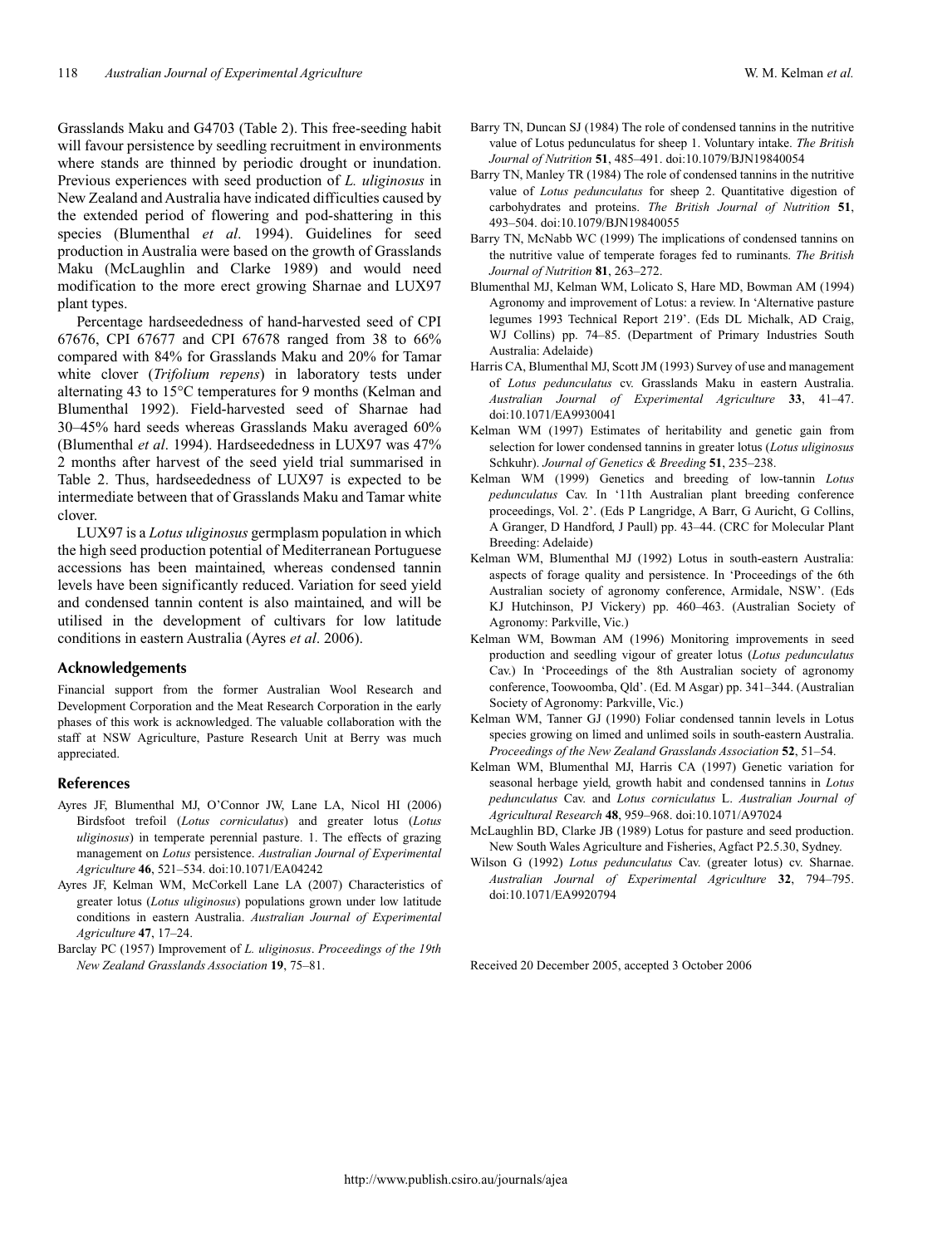Grasslands Maku and G4703 (Table 2). This free-seeding habit will favour persistence by seedling recruitment in environments where stands are thinned by periodic drought or inundation. Previous experiences with seed production of *L. uliginosus* in New Zealand and Australia have indicated difficulties caused by the extended period of flowering and pod-shattering in this species (Blumenthal *et al*. 1994). Guidelines for seed production in Australia were based on the growth of Grasslands Maku (McLaughlin and Clarke 1989) and would need modification to the more erect growing Sharnae and LUX97 plant types.

Percentage hardseededness of hand-harvested seed of CPI 67676, CPI 67677 and CPI 67678 ranged from 38 to 66% compared with 84% for Grasslands Maku and 20% for Tamar white clover (*Trifolium repens*) in laboratory tests under alternating 43 to 15°C temperatures for 9 months (Kelman and Blumenthal 1992). Field-harvested seed of Sharnae had 30–45% hard seeds whereas Grasslands Maku averaged 60% (Blumenthal *et al*. 1994). Hardseededness in LUX97 was 47% 2 months after harvest of the seed yield trial summarised in Table 2. Thus, hardseededness of LUX97 is expected to be intermediate between that of Grasslands Maku and Tamar white clover.

LUX97 is a *Lotus uliginosus* germplasm population in which the high seed production potential of Mediterranean Portuguese accessions has been maintained, whereas condensed tannin levels have been significantly reduced. Variation for seed yield and condensed tannin content is also maintained, and will be utilised in the development of cultivars for low latitude conditions in eastern Australia (Ayres *et al*. 2006).

## Acknowledgements

Financial support from the former Australian Wool Research and Development Corporation and the Meat Research Corporation in the early phases of this work is acknowledged. The valuable collaboration with the staff at NSW Agriculture, Pasture Research Unit at Berry was much appreciated.

## References

Ayres JF, Blumenthal MJ, O'Connor JW, Lane LA, Nicol HI (2006) Birdsfoot trefoil (*Lotus corniculatus*) and greater lotus (*Lotus uliginosus*) in temperate perennial pasture. 1. The effects of grazing management on *Lotus* persistence. *Australian Journal of Experimental Agriculture* **46**, 521–534. doi:10.1071/EA04242

Ayres JF, Kelman WM, McCorkell Lane LA (2007) Characteristics of greater lotus (*Lotus uliginosus*) populations grown under low latitude conditions in eastern Australia. *Australian Journal of Experimental Agriculture* **47**, 17–24.

Barclay PC (1957) Improvement of *L. uliginosus*. *Proceedings of the 19th New Zealand Grasslands Association* **19**, 75–81.

Barry TN, Duncan SJ (1984) The role of condensed tannins in the nutritive value of Lotus pedunculatus for sheep 1. Voluntary intake. *The British Journal of Nutrition* **51**, 485–491. doi:10.1079/BJN19840054

Barry TN, Manley TR (1984) The role of condensed tannins in the nutritive value of *Lotus pedunculatus* for sheep 2. Quantitative digestion of carbohydrates and proteins. *The British Journal of Nutrition* **51**, 493–504. doi:10.1079/BJN19840055

Barry TN, McNabb WC (1999) The implications of condensed tannins on the nutritive value of temperate forages fed to ruminants. *The British Journal of Nutrition* **81**, 263–272.

Blumenthal MJ, Kelman WM, Lolicato S, Hare MD, Bowman AM (1994) Agronomy and improvement of Lotus: a review. In 'Alternative pasture legumes 1993 Technical Report 219'. (Eds DL Michalk, AD Craig, WJ Collins) pp. 74–85. (Department of Primary Industries South Australia: Adelaide)

Harris CA, Blumenthal MJ, Scott JM (1993) Survey of use and management of *Lotus pedunculatus* cv. Grasslands Maku in eastern Australia. *Australian Journal of Experimental Agriculture* **33**, 41–47. doi:10.1071/EA9930041

Kelman WM (1997) Estimates of heritability and genetic gain from selection for lower condensed tannins in greater lotus (*Lotus uliginosus* Schkuhr). *Journal of Genetics & Breeding* **51**, 235–238.

Kelman WM (1999) Genetics and breeding of low-tannin *Lotus pedunculatus* Cav. In '11th Australian plant breeding conference proceedings, Vol. 2'. (Eds P Langridge, A Barr, G Auricht, G Collins, A Granger, D Handford, J Paull) pp. 43–44. (CRC for Molecular Plant Breeding: Adelaide)

Kelman WM, Blumenthal MJ (1992) Lotus in south-eastern Australia: aspects of forage quality and persistence. In 'Proceedings of the 6th Australian society of agronomy conference, Armidale, NSW'. (Eds KJ Hutchinson, PJ Vickery) pp. 460–463. (Australian Society of Agronomy: Parkville, Vic.)

Kelman WM, Bowman AM (1996) Monitoring improvements in seed production and seedling vigour of greater lotus (*Lotus pedunculatus* Cav.) In 'Proceedings of the 8th Australian society of agronomy conference, Toowoomba, Qld'. (Ed. M Asgar) pp. 341–344. (Australian Society of Agronomy: Parkville, Vic.)

Kelman WM, Tanner GJ (1990) Foliar condensed tannin levels in Lotus species growing on limed and unlimed soils in south-eastern Australia. *Proceedings of the New Zealand Grasslands Association* **52**, 51–54.

Kelman WM, Blumenthal MJ, Harris CA (1997) Genetic variation for seasonal herbage yield, growth habit and condensed tannins in *Lotus pedunculatus* Cav. and *Lotus corniculatus* L. *Australian Journal of Agricultural Research* **48**, 959–968. doi:10.1071/A97024

McLaughlin BD, Clarke JB (1989) Lotus for pasture and seed production. New South Wales Agriculture and Fisheries, Agfact P2.5.30, Sydney.

Wilson G (1992) *Lotus pedunculatus* Cav. (greater lotus) cv. Sharnae. *Australian Journal of Experimental Agriculture* **32**, 794–795. doi:10.1071/EA9920794

Received 20 December 2005, accepted 3 October 2006